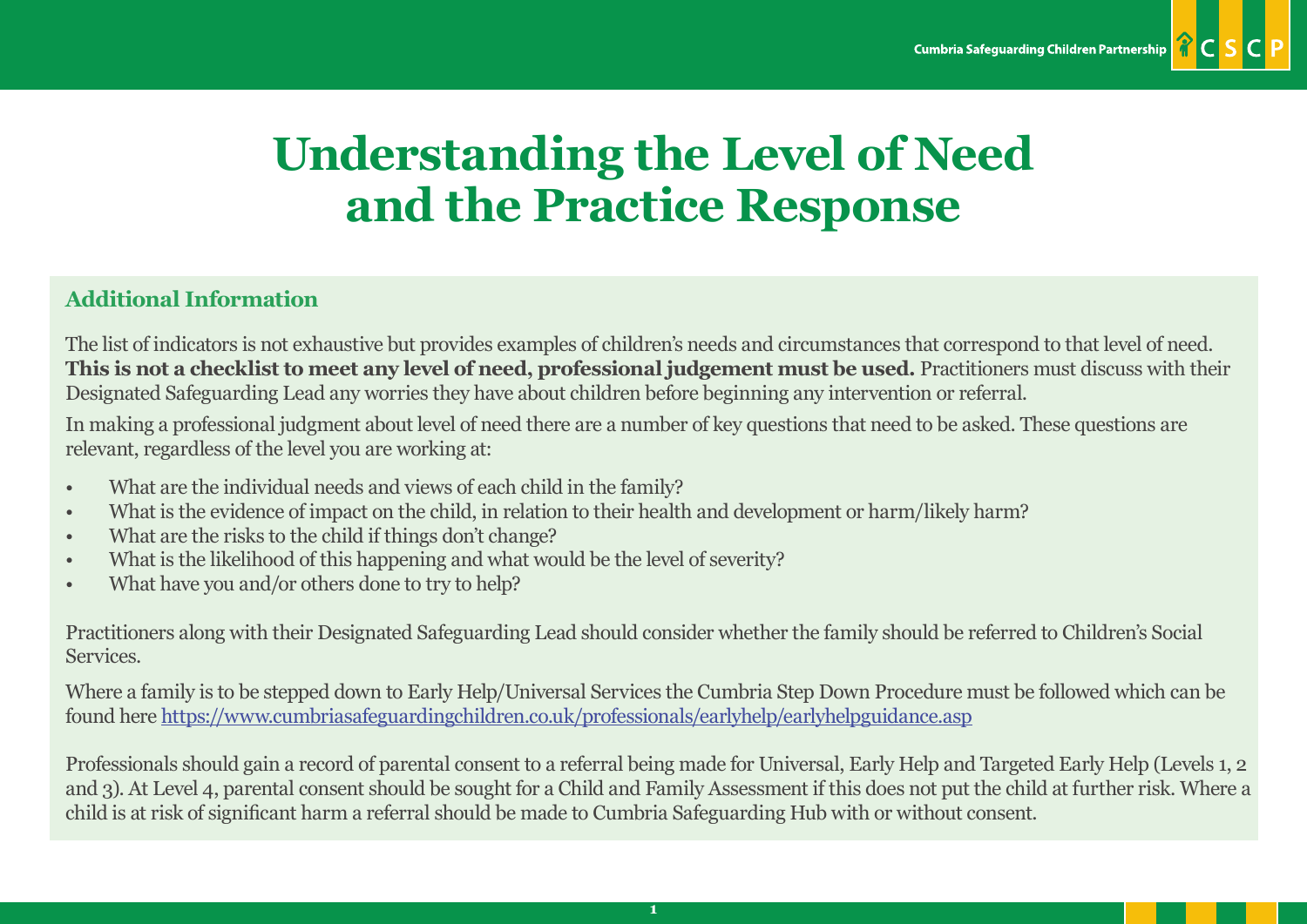# Understanding the Level of Need and the Practice Response

## Additional Information

The list of indicators is not exhaustive but provides examples of children's needs and circumstances that correspond to that level of need. **This is not a checklist to meet any level of need, professional judgement must be used.** Practitioners must discuss with their Designated Safeguarding Lead any worries they have about children before beginning any intervention or referral.

In making a professional judgment about level of need there are a number of key questions that need to be asked. These questions are relevant, regardless of the level you are working at:

- What are the individual needs and views of each child in the family?
- What is the evidence of impact on the child, in relation to their health and development or harm/likely harm?
- What are the risks to the child if things don't change?
- What is the likelihood of this happening and what would be the level of severity?
- What have you and/or others done to try to help?

Practitioners along with their Designated Safeguarding Lead should consider whether the family should be referred to Children's Social Services.

Where a family is to be stepped down to Early Help/Universal Services the Cumbria Step Down Procedure must be followed which can be found here https://www.cumbriasafeguardingchildren.co.uk/professionals/earlyhelp/earlyhelpguidance.asp

Professionals should gain a record of parental consent to a referral being made for Universal, Early Help and Targeted Early Help (Levels 1, 2 and 3). At Level 4, parental consent should be sought for a Child and Family Assessment if this does not put the child at further risk. Where a child is at risk of significant harm a referral should be made to Cumbria Safeguarding Hub with or without consent.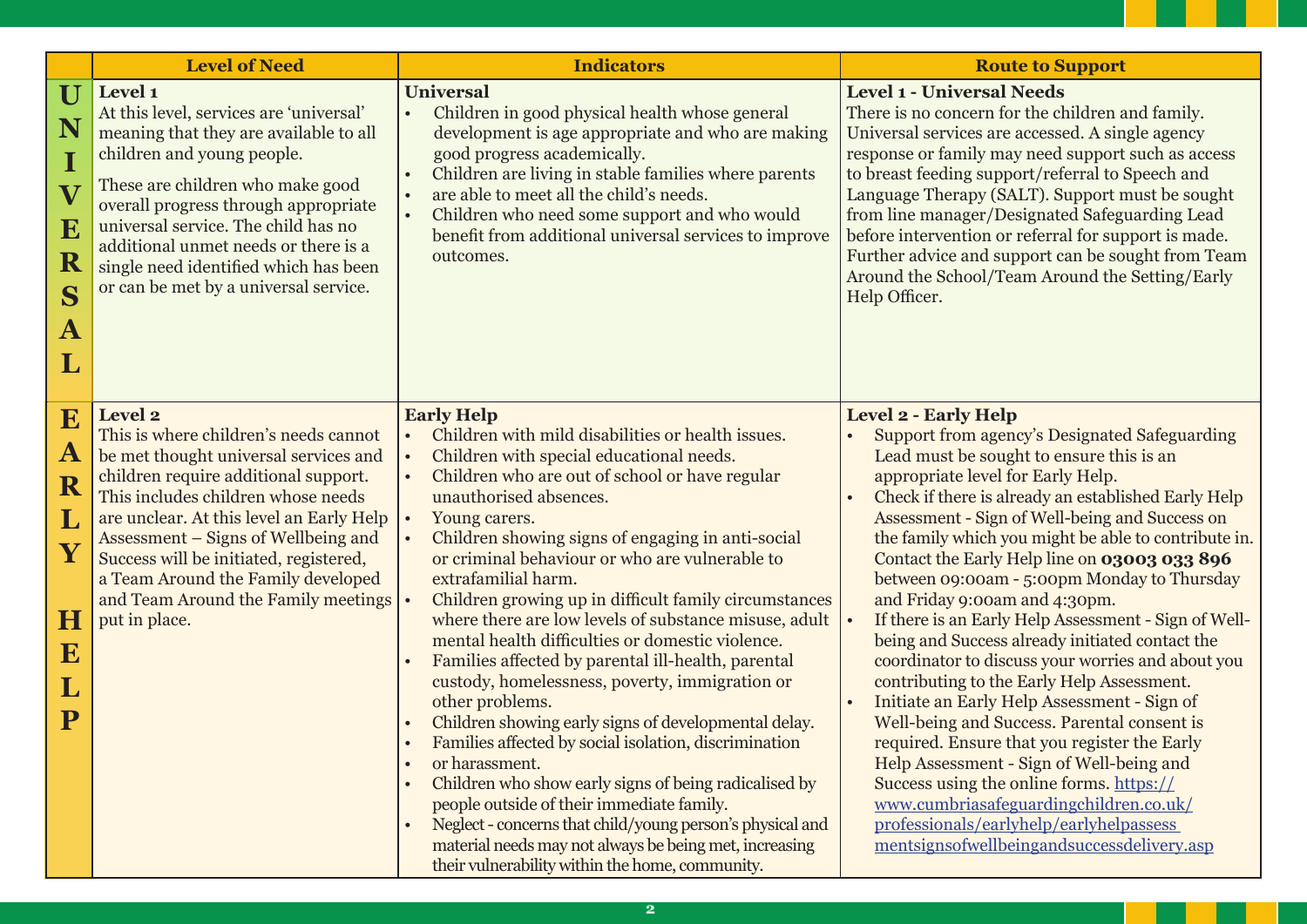| | Level of Need | Indicators | Route to Support |
|---|---|---|---|
| UNIVERSAL | **Level 1**<br>At this level, services are 'universal' meaning that they are available to all children and young people.<br><br>These are children who make good overall progress through appropriate universal service. The child has no additional unmet needs or there is a single need identified which has been or can be met by a universal service. | **Universal**<br>• Children in good physical health whose general development is age appropriate and who are making good progress academically.<br>• Children are living in stable families where parents<br>• are able to meet all the child's needs.<br>• Children who need some support and who would benefit from additional universal services to improve outcomes. | **Level 1 - Universal Needs**<br>There is no concern for the children and family. Universal services are accessed. A single agency response or family may need support such as access to breast feeding support/referral to Speech and Language Therapy (SALT). Support must be sought from line manager/Designated Safeguarding Lead before intervention or referral for support is made. Further advice and support can be sought from Team Around the School/Team Around the Setting/Early Help Officer. |
| EARLY HELP | **Level 2**<br>This is where children's needs cannot be met thought universal services and children require additional support. This includes children whose needs are unclear. At this level an Early Help Assessment – Signs of Wellbeing and Success will be initiated, registered, a Team Around the Family developed and Team Around the Family meetings put in place. | **Early Help**<br>• Children with mild disabilities or health issues.<br>• Children with special educational needs.<br>• Children who are out of school or have regular unauthorised absences.<br>• Young carers.<br>• Children showing signs of engaging in anti-social or criminal behaviour or who are vulnerable to extrafamilial harm.<br>• Children growing up in difficult family circumstances where there are low levels of substance misuse, adult mental health difficulties or domestic violence.<br>• Families affected by parental ill-health, parental custody, homelessness, poverty, immigration or other problems.<br>• Children showing early signs of developmental delay.<br>• Families affected by social isolation, discrimination<br>• or harassment.<br>• Children who show early signs of being radicalised by people outside of their immediate family.<br>• Neglect - concerns that child/young person's physical and material needs may not always be being met, increasing their vulnerability within the home, community. | **Level 2 - Early Help**<br>• Support from agency's Designated Safeguarding Lead must be sought to ensure this is an appropriate level for Early Help.<br>• Check if there is already an established Early Help Assessment - Sign of Well-being and Success on the family which you might be able to contribute in. Contact the Early Help line on **03003 033 896** between 09:00am - 5:00pm Monday to Thursday and Friday 9:00am and 4:30pm.<br>• If there is an Early Help Assessment - Sign of Well-being and Success already initiated contact the coordinator to discuss your worries and about you contributing to the Early Help Assessment.<br>• Initiate an Early Help Assessment - Sign of Well-being and Success. Parental consent is required. Ensure that you register the Early Help Assessment - Sign of Well-being and Success using the online forms. https://www.cumbriasafeguardingchildren.co.uk/professionals/earlyhelp/earlyhelpassessmentsignsofwellbeingandsuccessdelivery.asp |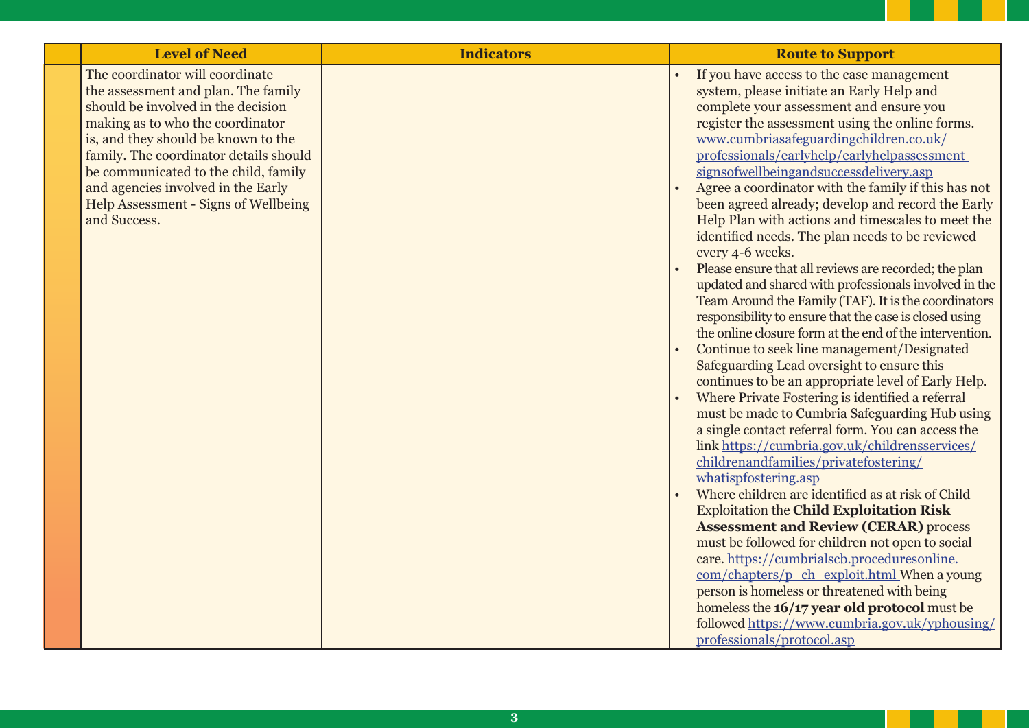| | Level of Need | Indicators | Route to Support |
|---|---|---|---|
| | The coordinator will coordinate the assessment and plan. The family should be involved in the decision making as to who the coordinator is, and they should be known to the family. The coordinator details should be communicated to the child, family and agencies involved in the Early Help Assessment - Signs of Wellbeing and Success. | | • If you have access to the case management system, please initiate an Early Help and complete your assessment and ensure you register the assessment using the online forms. www.cumbriasafeguardingchildren.co.uk/professionals/earlyhelp/earlyhelpassessment signsofwellbeingandsuccessdelivery.asp <br>• Agree a coordinator with the family if this has not been agreed already; develop and record the Early Help Plan with actions and timescales to meet the identified needs. The plan needs to be reviewed every 4-6 weeks. <br>• Please ensure that all reviews are recorded; the plan updated and shared with professionals involved in the Team Around the Family (TAF). It is the coordinators responsibility to ensure that the case is closed using the online closure form at the end of the intervention. <br>• Continue to seek line management/Designated Safeguarding Lead oversight to ensure this continues to be an appropriate level of Early Help. <br>• Where Private Fostering is identified a referral must be made to Cumbria Safeguarding Hub using a single contact referral form. You can access the link https://cumbria.gov.uk/childrensservices/childrenandfamilies/privatefostering/whatispfostering.asp <br>• Where children are identified as at risk of Child Exploitation the **Child Exploitation Risk Assessment and Review (CERAR)** process must be followed for children not open to social care. https://cumbrialscb.proceduresonline.com/chapters/p_ch_exploit.html When a young person is homeless or threatened with being homeless the **16/17 year old protocol** must be followed https://www.cumbria.gov.uk/yphousing/professionals/protocol.asp |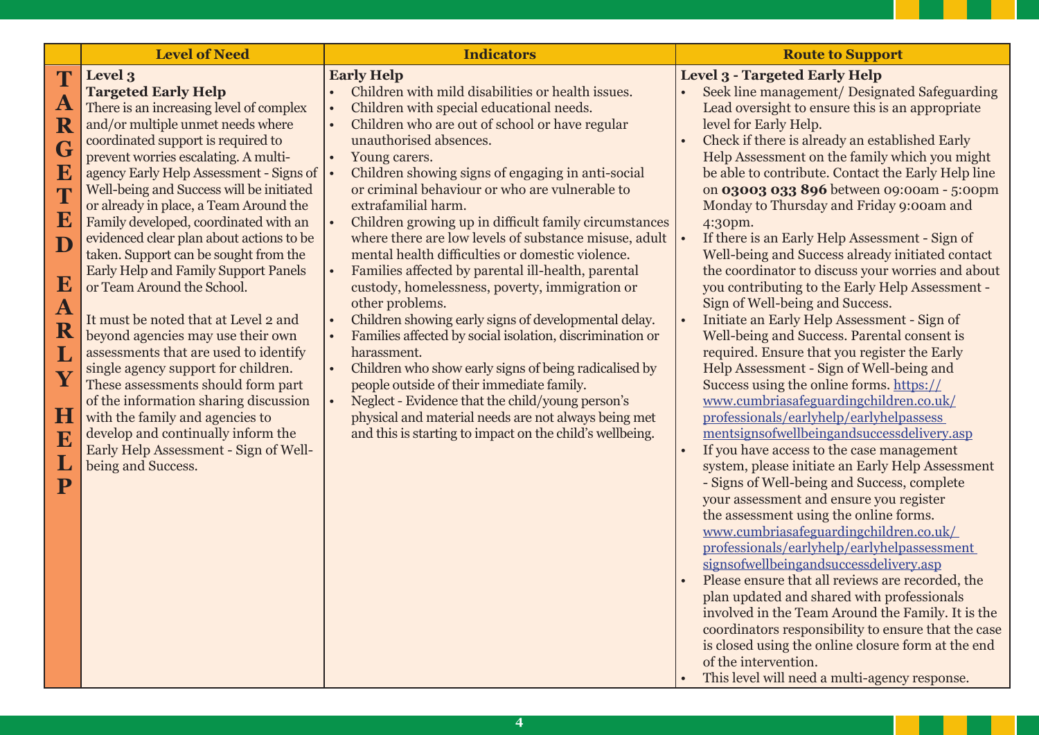| | Level of Need | Indicators | Route to Support |
|---|---|---|---|
| TARGETED EARLY HELP | **Level 3**<br>**Targeted Early Help**<br>There is an increasing level of complex and/or multiple unmet needs where coordinated support is required to prevent worries escalating. A multi-agency Early Help Assessment - Signs of Well-being and Success will be initiated or already in place, a Team Around the Family developed, coordinated with an evidenced clear plan about actions to be taken. Support can be sought from the Early Help and Family Support Panels or Team Around the School.<br><br>It must be noted that at Level 2 and beyond agencies may use their own assessments that are used to identify single agency support for children. These assessments should form part of the information sharing discussion with the family and agencies to develop and continually inform the Early Help Assessment - Sign of Well-being and Success. | **Early Help**<br>• Children with mild disabilities or health issues.<br>• Children with special educational needs.<br>• Children who are out of school or have regular unauthorised absences.<br>• Young carers.<br>• Children showing signs of engaging in anti-social or criminal behaviour or who are vulnerable to extrafamilial harm.<br>• Children growing up in difficult family circumstances where there are low levels of substance misuse, adult mental health difficulties or domestic violence.<br>• Families affected by parental ill-health, parental custody, homelessness, poverty, immigration or other problems.<br>• Children showing early signs of developmental delay.<br>• Families affected by social isolation, discrimination or harassment.<br>• Children who show early signs of being radicalised by people outside of their immediate family.<br>• Neglect - Evidence that the child/young person's physical and material needs are not always being met and this is starting to impact on the child's wellbeing. | **Level 3 - Targeted Early Help**<br>• Seek line management/ Designated Safeguarding Lead oversight to ensure this is an appropriate level for Early Help.<br>• Check if there is already an established Early Help Assessment on the family which you might be able to contribute. Contact the Early Help line on **03003 033 896** between 09:00am - 5:00pm Monday to Thursday and Friday 9:00am and 4:30pm.<br>• If there is an Early Help Assessment - Sign of Well-being and Success already initiated contact the coordinator to discuss your worries and about you contributing to the Early Help Assessment - Sign of Well-being and Success.<br>• Initiate an Early Help Assessment - Sign of Well-being and Success. Parental consent is required. Ensure that you register the Early Help Assessment - Sign of Well-being and Success using the online forms. https://www.cumbriasafeguardingchildren.co.uk/professionals/earlyhelp/earlyhelpassessmentsignsofwellbeingandsuccessdelivery.asp<br>• If you have access to the case management system, please initiate an Early Help Assessment - Signs of Well-being and Success, complete your assessment and ensure you register the assessment using the online forms. www.cumbriasafeguardingchildren.co.uk/professionals/earlyhelp/earlyhelpassessmentsignsofwellbeingandsuccessdelivery.asp<br>• Please ensure that all reviews are recorded, the plan updated and shared with professionals involved in the Team Around the Family. It is the coordinators responsibility to ensure that the case is closed using the online closure form at the end of the intervention.<br>• This level will need a multi-agency response. |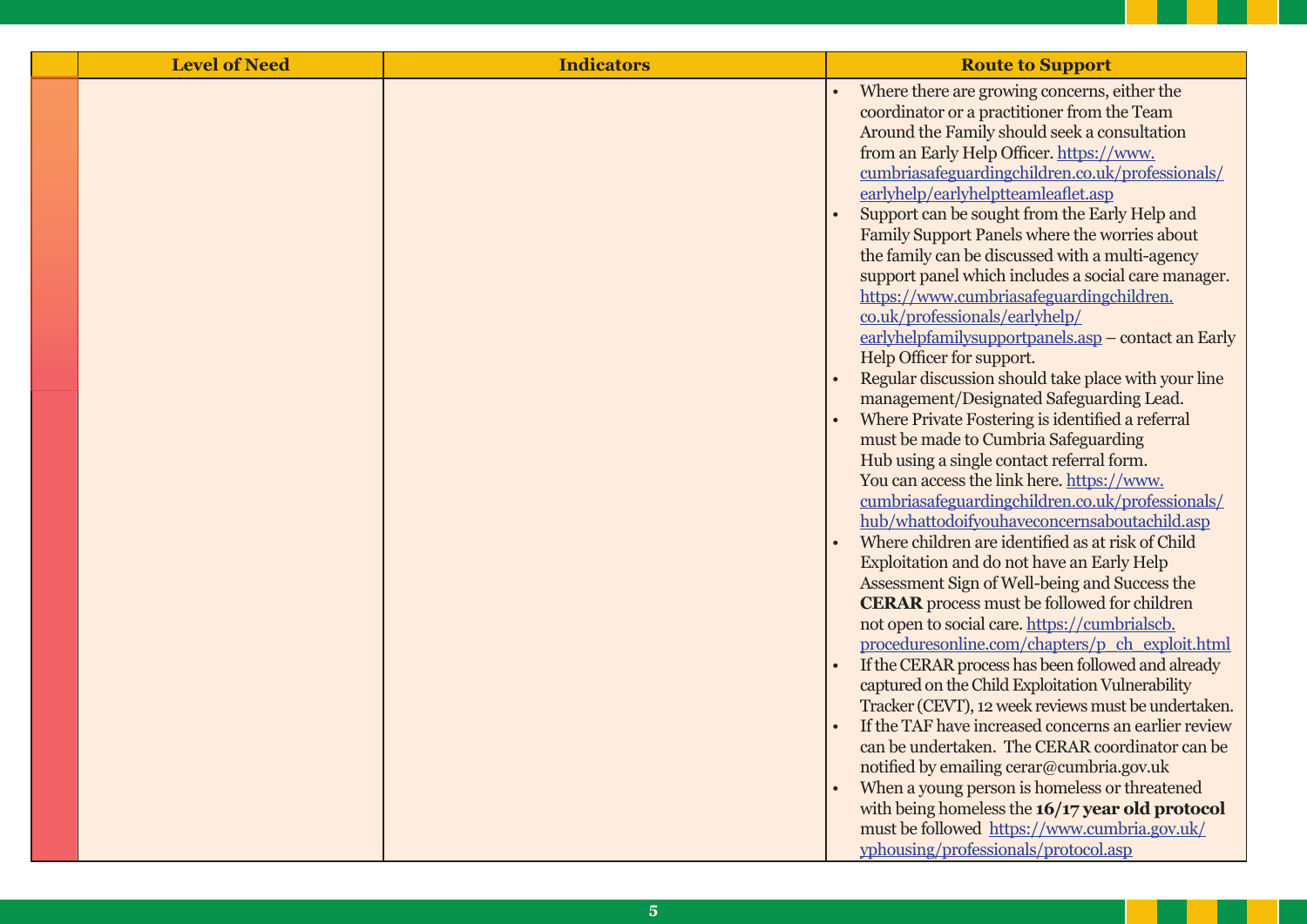| | Level of Need | Indicators | Route to Support |
|---|---|---|---|
| | | | • Where there are growing concerns, either the coordinator or a practitioner from the Team Around the Family should seek a consultation from an Early Help Officer. https://www.cumbriasafeguardingchildren.co.uk/professionals/earlyhelp/earlyhelptteamleaflet.asp<br>• Support can be sought from the Early Help and Family Support Panels where the worries about the family can be discussed with a multi-agency support panel which includes a social care manager. https://www.cumbriasafeguardingchildren.co.uk/professionals/earlyhelp/earlyhelpfamilysupportpanels.asp – contact an Early Help Officer for support.<br>• Regular discussion should take place with your line management/Designated Safeguarding Lead.<br>• Where Private Fostering is identified a referral must be made to Cumbria Safeguarding Hub using a single contact referral form. You can access the link here. https://www.cumbriasafeguardingchildren.co.uk/professionals/hub/whattodoifyouhaveconcernsaboutachild.asp<br>• Where children are identified as at risk of Child Exploitation and do not have an Early Help Assessment Sign of Well-being and Success the **CERAR** process must be followed for children not open to social care. https://cumbrialscb.proceduresonline.com/chapters/p_ch_exploit.html<br>• If the CERAR process has been followed and already captured on the Child Exploitation Vulnerability Tracker (CEVT), 12 week reviews must be undertaken.<br>• If the TAF have increased concerns an earlier review can be undertaken. The CERAR coordinator can be notified by emailing cerar@cumbria.gov.uk<br>• When a young person is homeless or threatened with being homeless the **16/17 year old protocol** must be followed https://www.cumbria.gov.uk/yphousing/professionals/protocol.asp |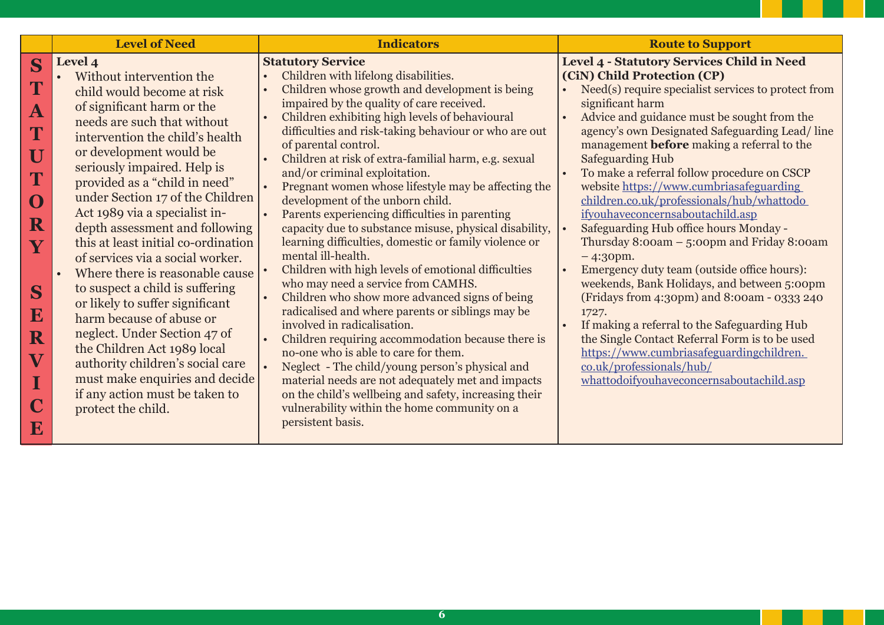| | Level of Need | Indicators | Route to Support |
|---|---|---|---|
| STATUTORY SERVICE | **Level 4**<br>• Without intervention the child would become at risk of significant harm or the needs are such that without intervention the child's health or development would be seriously impaired. Help is provided as a "child in need" under Section 17 of the Children Act 1989 via a specialist in-depth assessment and following this at least initial co-ordination of services via a social worker.<br>• Where there is reasonable cause to suspect a child is suffering or likely to suffer significant harm because of abuse or neglect. Under Section 47 of the Children Act 1989 local authority children's social care must make enquiries and decide if any action must be taken to protect the child. | **Statutory Service**<br>• Children with lifelong disabilities.<br>• Children whose growth and development is being impaired by the quality of care received.<br>• Children exhibiting high levels of behavioural difficulties and risk-taking behaviour or who are out of parental control.<br>• Children at risk of extra-familial harm, e.g. sexual and/or criminal exploitation.<br>• Pregnant women whose lifestyle may be affecting the development of the unborn child.<br>• Parents experiencing difficulties in parenting capacity due to substance misuse, physical disability, learning difficulties, domestic or family violence or mental ill-health.<br>• Children with high levels of emotional difficulties who may need a service from CAMHS.<br>• Children who show more advanced signs of being radicalised and where parents or siblings may be involved in radicalisation.<br>• Children requiring accommodation because there is no-one who is able to care for them.<br>• Neglect - The child/young person's physical and material needs are not adequately met and impacts on the child's wellbeing and safety, increasing their vulnerability within the home community on a persistent basis. | **Level 4 - Statutory Services Child in Need (CiN) Child Protection (CP)**<br>• Need(s) require specialist services to protect from significant harm<br>• Advice and guidance must be sought from the agency's own Designated Safeguarding Lead/ line management **before** making a referral to the Safeguarding Hub<br>• To make a referral follow procedure on CSCP website https://www.cumbriasafeguardingchildren.co.uk/professionals/hub/whattodoifyouhaveconcernsaboutachild.asp<br>• Safeguarding Hub office hours Monday - Thursday 8:00am – 5:00pm and Friday 8:00am – 4:30pm.<br>• Emergency duty team (outside office hours): weekends, Bank Holidays, and between 5:00pm (Fridays from 4:30pm) and 8:00am - 0333 240 1727.<br>• If making a referral to the Safeguarding Hub the Single Contact Referral Form is to be used https://www.cumbriasafeguardingchildren.co.uk/professionals/hub/whattodoifyouhaveconcernsaboutachild.asp |